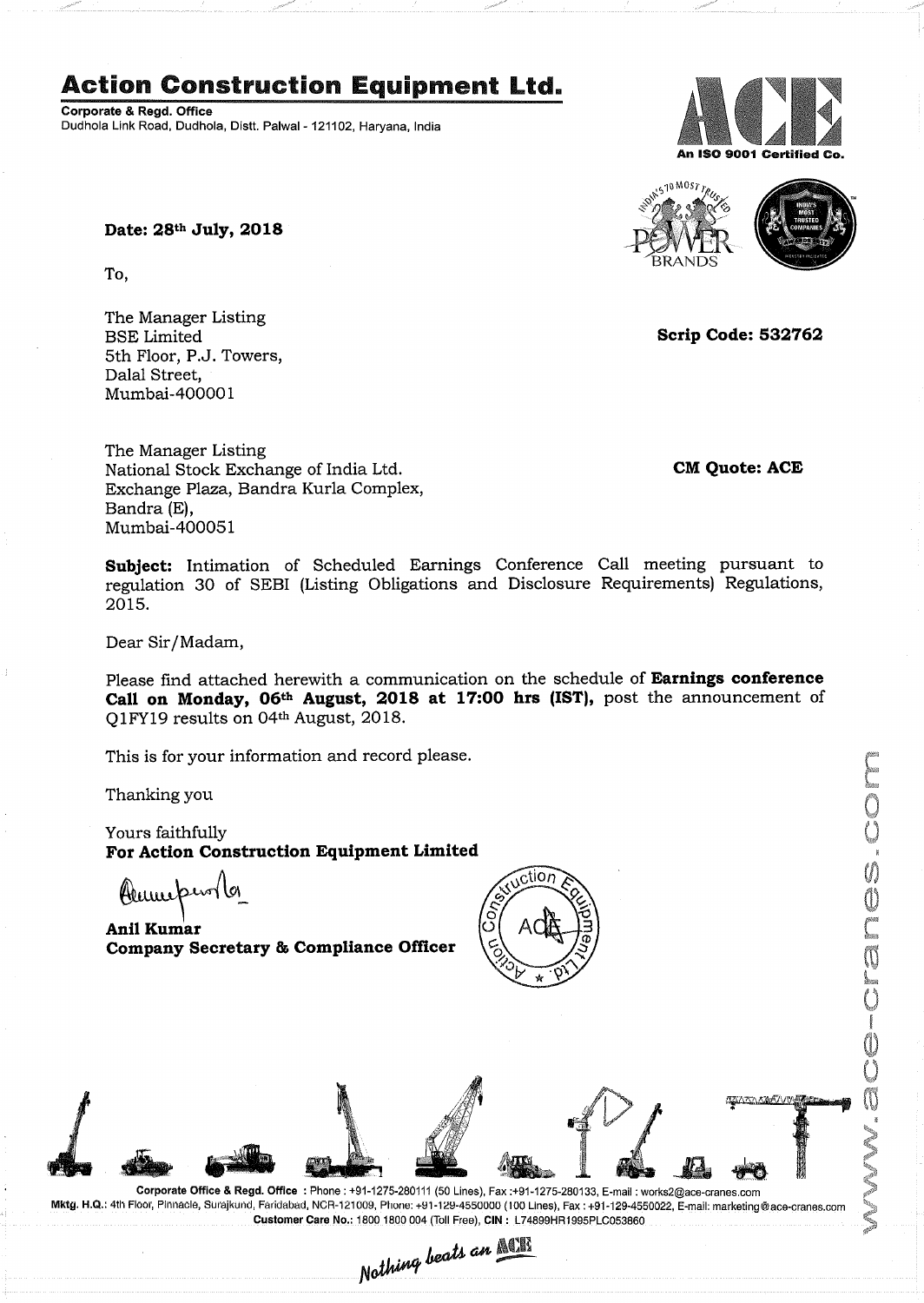# Action Construction Equipment Ltd.

**Corporate & Regd. Office**
Dudhola Link Road, Dudhola, Distt. Palwal - 121102, Haryana, India

An ISO 9001 Certified Co.

**Date: 28th July, 2018**

To,

The Manager Listing
BSE Limited
5th Floor, P.J. Towers,
Dalal Street,
Mumbai-400001

**Scrip Code: 532762**

The Manager Listing
National Stock Exchange of India Ltd.
Exchange Plaza, Bandra Kurla Complex,
Bandra (E),
Mumbai-400051

**CM Quote: ACE**

**Subject:** Intimation of Scheduled Earnings Conference Call meeting pursuant to regulation 30 of SEBI (Listing Obligations and Disclosure Requirements) Regulations, 2015.

Dear Sir/Madam,

Please find attached herewith a communication on the schedule of **Earnings conference Call on Monday, 06th August, 2018 at 17:00 hrs (IST),** post the announcement of Q1FY19 results on 04th August, 2018.

This is for your information and record please.

Thanking you

Yours faithfully
**For Action Construction Equipment Limited**

**Anil Kumar**
**Company Secretary & Compliance Officer**

**Corporate Office & Regd. Office** : Phone : +91-1275-280111 (50 Lines), Fax :+91-1275-280133, E-mail : works2@ace-cranes.com
**Mktg. H.Q.:** 4th Floor, Pinnacle, Surajkund, Faridabad, NCR-121009, Phone: +91-129-4550000 (100 Lines), Fax : +91-129-4550022, E-mail: marketing@ace-cranes.com
**Customer Care No.:** 1800 1800 004 (Toll Free), **CIN :** L74899HR1995PLC053860

www.ace-cranes.com

*Nothing beats an ACE*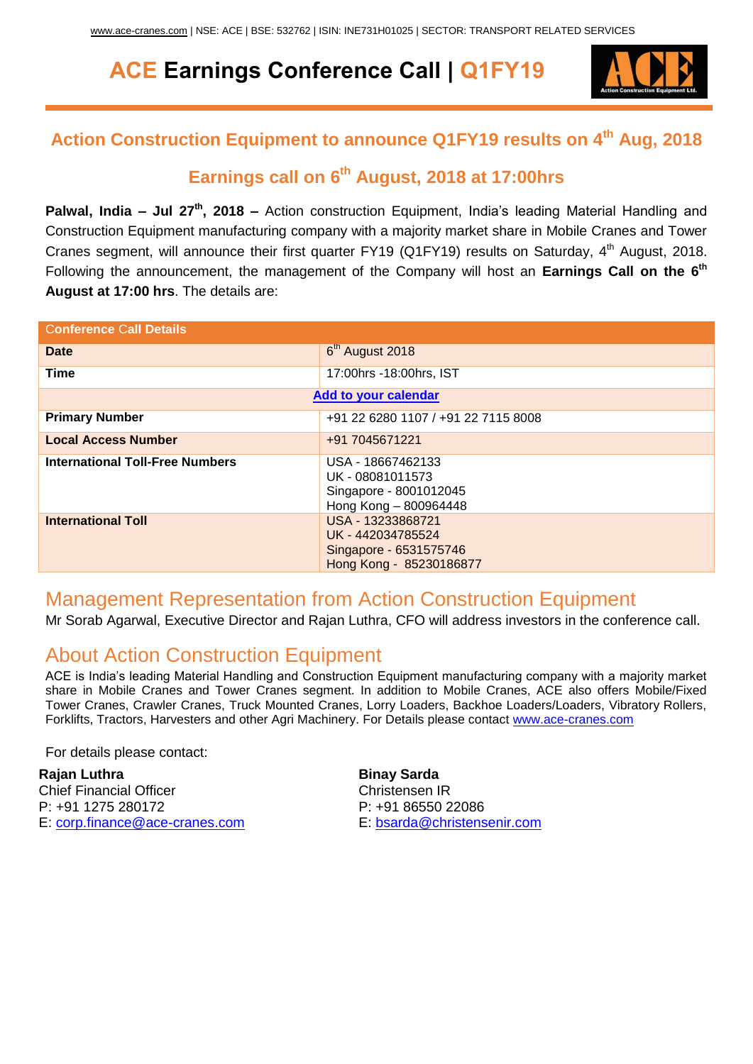www.ace-cranes.com | NSE: ACE | BSE: 532762 | ISIN: INE731H01025 | SECTOR: TRANSPORT RELATED SERVICES

# ACE Earnings Conference Call | Q1FY19

## Action Construction Equipment to announce Q1FY19 results on 4th Aug, 2018

## Earnings call on 6th August, 2018 at 17:00hrs

**Palwal, India – Jul 27th, 2018 –** Action construction Equipment, India's leading Material Handling and Construction Equipment manufacturing company with a majority market share in Mobile Cranes and Tower Cranes segment, will announce their first quarter FY19 (Q1FY19) results on Saturday, 4th August, 2018. Following the announcement, the management of the Company will host an **Earnings Call on the 6th August at 17:00 hrs**. The details are:

| Conference Call Details | |
|---|---|
| **Date** | 6th August 2018 |
| **Time** | 17:00hrs -18:00hrs, IST |
| **Add to your calendar** | |
| **Primary Number** | +91 22 6280 1107 / +91 22 7115 8008 |
| **Local Access Number** | +91 7045671221 |
| **International Toll-Free Numbers** | USA - 18667462133<br>UK - 08081011573<br>Singapore - 8001012045<br>Hong Kong – 800964448 |
| **International Toll** | USA - 13233868721<br>UK - 442034785524<br>Singapore - 6531575746<br>Hong Kong - 85230186877 |

## Management Representation from Action Construction Equipment

Mr Sorab Agarwal, Executive Director and Rajan Luthra, CFO will address investors in the conference call.

## About Action Construction Equipment

ACE is India's leading Material Handling and Construction Equipment manufacturing company with a majority market share in Mobile Cranes and Tower Cranes segment. In addition to Mobile Cranes, ACE also offers Mobile/Fixed Tower Cranes, Crawler Cranes, Truck Mounted Cranes, Lorry Loaders, Backhoe Loaders/Loaders, Vibratory Rollers, Forklifts, Tractors, Harvesters and other Agri Machinery. For Details please contact www.ace-cranes.com

For details please contact:

**Rajan Luthra**
Chief Financial Officer
P: +91 1275 280172
E: corp.finance@ace-cranes.com

**Binay Sarda**
Christensen IR
P: +91 86550 22086
E: bsarda@christensenir.com